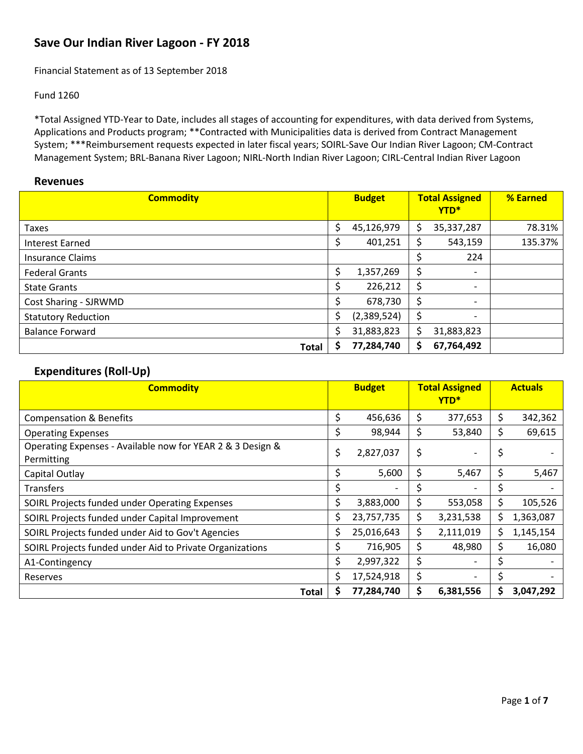# Save Our Indian River Lagoon - FY 2018

Financial Statement as of 13 September 2018

Fund 1260

*Total Assigned YTD-Year to Date, includes all stages of accounting for expenditures, with data derived from Systems, Applications and Products program; **Contracted with Municipalities data is derived from Contract Management System; ***Reimbursement requests expected in later fiscal years; SOIRL-Save Our Indian River Lagoon; CM-Contract Management System; BRL-Banana River Lagoon; NIRL-North Indian River Lagoon; CIRL-Central Indian River Lagoon

## Revenues

| Commodity | Budget | Total Assigned YTD* | % Earned |
|---|---|---|---|
| Taxes | $ 45,126,979 | $ 35,337,287 | 78.31% |
| Interest Earned | $ 401,251 | $ 543,159 | 135.37% |
| Insurance Claims | | $ 224 | |
| Federal Grants | $ 1,357,269 | $ - | |
| State Grants | $ 226,212 | $ - | |
| Cost Sharing - SJRWMD | $ 678,730 | $ - | |
| Statutory Reduction | $ (2,389,524) | $ - | |
| Balance Forward | $ 31,883,823 | $ 31,883,823 | |
| **Total** | **$ 77,284,740** | **$ 67,764,492** | |

## Expenditures (Roll-Up)

| Commodity | Budget | Total Assigned YTD* | Actuals |
|---|---|---|---|
| Compensation & Benefits | $ 456,636 | $ 377,653 | $ 342,362 |
| Operating Expenses | $ 98,944 | $ 53,840 | $ 69,615 |
| Operating Expenses - Available now for YEAR 2 & 3 Design & Permitting | $ 2,827,037 | $ - | $ - |
| Capital Outlay | $ 5,600 | $ 5,467 | $ 5,467 |
| Transfers | $ - | $ - | $ - |
| SOIRL Projects funded under Operating Expenses | $ 3,883,000 | $ 553,058 | $ 105,526 |
| SOIRL Projects funded under Capital Improvement | $ 23,757,735 | $ 3,231,538 | $ 1,363,087 |
| SOIRL Projects funded under Aid to Gov't Agencies | $ 25,016,643 | $ 2,111,019 | $ 1,145,154 |
| SOIRL Projects funded under Aid to Private Organizations | $ 716,905 | $ 48,980 | $ 16,080 |
| A1-Contingency | $ 2,997,322 | $ - | $ - |
| Reserves | $ 17,524,918 | $ - | $ - |
| **Total** | **$ 77,284,740** | **$ 6,381,556** | **$ 3,047,292** |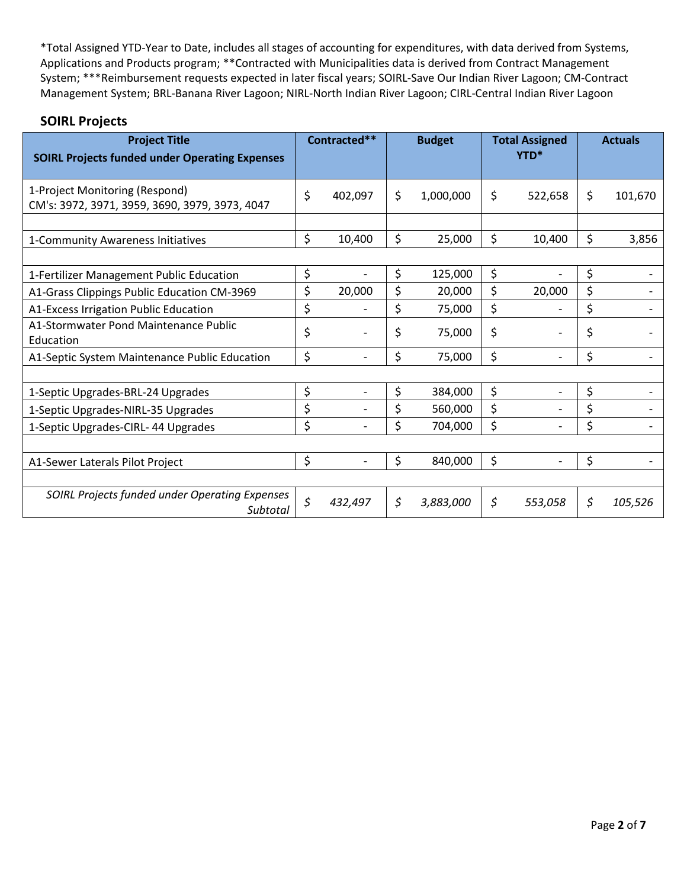*Total Assigned YTD-Year to Date, includes all stages of accounting for expenditures, with data derived from Systems, Applications and Products program; **Contracted with Municipalities data is derived from Contract Management System; ***Reimbursement requests expected in later fiscal years; SOIRL-Save Our Indian River Lagoon; CM-Contract Management System; BRL-Banana River Lagoon; NIRL-North Indian River Lagoon; CIRL-Central Indian River Lagoon

## SOIRL Projects

| Project Title<br>SOIRL Projects funded under Operating Expenses | Contracted** | Budget | Total Assigned YTD* | Actuals |
|---|---|---|---|---|
| 1-Project Monitoring (Respond)<br>CM's: 3972, 3971, 3959, 3690, 3979, 3973, 4047 | $ 402,097 | $ 1,000,000 | $ 522,658 | $ 101,670 |
| | | | | |
| 1-Community Awareness Initiatives | $ 10,400 | $ 25,000 | $ 10,400 | $ 3,856 |
| | | | | |
| 1-Fertilizer Management Public Education | $ - | $ 125,000 | $ - | $ - |
| A1-Grass Clippings Public Education CM-3969 | $ 20,000 | $ 20,000 | $ 20,000 | $ - |
| A1-Excess Irrigation Public Education | $ - | $ 75,000 | $ - | $ - |
| A1-Stormwater Pond Maintenance Public Education | $ - | $ 75,000 | $ - | $ - |
| A1-Septic System Maintenance Public Education | $ - | $ 75,000 | $ - | $ - |
| | | | | |
| 1-Septic Upgrades-BRL-24 Upgrades | $ - | $ 384,000 | $ - | $ - |
| 1-Septic Upgrades-NIRL-35 Upgrades | $ - | $ 560,000 | $ - | $ - |
| 1-Septic Upgrades-CIRL- 44 Upgrades | $ - | $ 704,000 | $ - | $ - |
| | | | | |
| A1-Sewer Laterals Pilot Project | $ - | $ 840,000 | $ - | $ - |
| | | | | |
| *SOIRL Projects funded under Operating Expenses Subtotal* | *$ 432,497* | *$ 3,883,000* | *$ 553,058* | *$ 105,526* |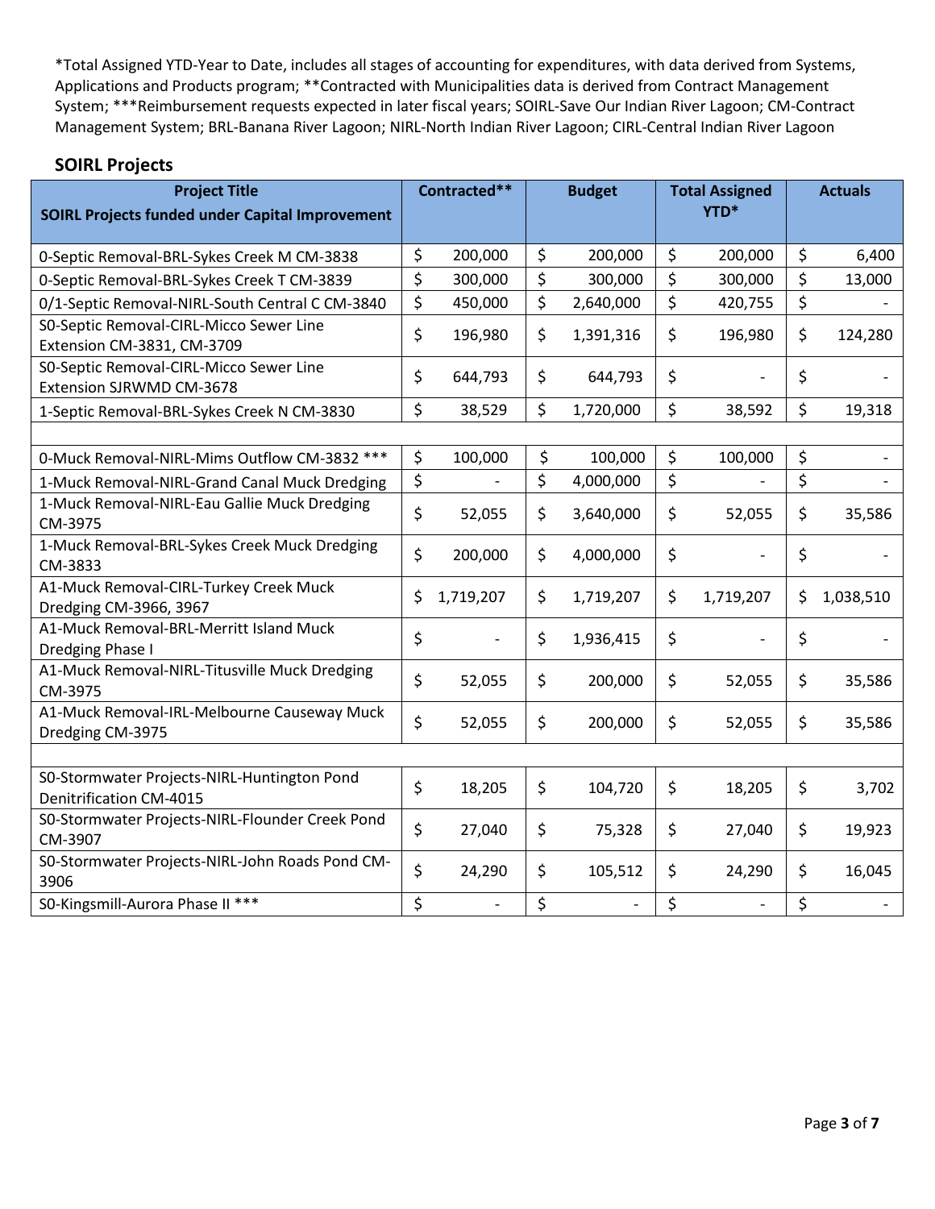*Total Assigned YTD-Year to Date, includes all stages of accounting for expenditures, with data derived from Systems, Applications and Products program; **Contracted with Municipalities data is derived from Contract Management System; ***Reimbursement requests expected in later fiscal years; SOIRL-Save Our Indian River Lagoon; CM-Contract Management System; BRL-Banana River Lagoon; NIRL-North Indian River Lagoon; CIRL-Central Indian River Lagoon

## SOIRL Projects

| Project Title<br>SOIRL Projects funded under Capital Improvement | Contracted** | Budget | Total Assigned YTD* | Actuals |
|---|---|---|---|---|
| 0-Septic Removal-BRL-Sykes Creek M CM-3838 | $ 200,000 | $ 200,000 | $ 200,000 | $ 6,400 |
| 0-Septic Removal-BRL-Sykes Creek T CM-3839 | $ 300,000 | $ 300,000 | $ 300,000 | $ 13,000 |
| 0/1-Septic Removal-NIRL-South Central C CM-3840 | $ 450,000 | $ 2,640,000 | $ 420,755 | $ - |
| S0-Septic Removal-CIRL-Micco Sewer Line Extension CM-3831, CM-3709 | $ 196,980 | $ 1,391,316 | $ 196,980 | $ 124,280 |
| S0-Septic Removal-CIRL-Micco Sewer Line Extension SJRWMD CM-3678 | $ 644,793 | $ 644,793 | $ - | $ - |
| 1-Septic Removal-BRL-Sykes Creek N CM-3830 | $ 38,529 | $ 1,720,000 | $ 38,592 | $ 19,318 |
| | | | | |
| 0-Muck Removal-NIRL-Mims Outflow CM-3832 *** | $ 100,000 | $ 100,000 | $ 100,000 | $ - |
| 1-Muck Removal-NIRL-Grand Canal Muck Dredging | $ - | $ 4,000,000 | $ - | $ - |
| 1-Muck Removal-NIRL-Eau Gallie Muck Dredging CM-3975 | $ 52,055 | $ 3,640,000 | $ 52,055 | $ 35,586 |
| 1-Muck Removal-BRL-Sykes Creek Muck Dredging CM-3833 | $ 200,000 | $ 4,000,000 | $ - | $ - |
| A1-Muck Removal-CIRL-Turkey Creek Muck Dredging CM-3966, 3967 | $ 1,719,207 | $ 1,719,207 | $ 1,719,207 | $ 1,038,510 |
| A1-Muck Removal-BRL-Merritt Island Muck Dredging Phase I | $ - | $ 1,936,415 | $ - | $ - |
| A1-Muck Removal-NIRL-Titusville Muck Dredging CM-3975 | $ 52,055 | $ 200,000 | $ 52,055 | $ 35,586 |
| A1-Muck Removal-IRL-Melbourne Causeway Muck Dredging CM-3975 | $ 52,055 | $ 200,000 | $ 52,055 | $ 35,586 |
| | | | | |
| S0-Stormwater Projects-NIRL-Huntington Pond Denitrification CM-4015 | $ 18,205 | $ 104,720 | $ 18,205 | $ 3,702 |
| S0-Stormwater Projects-NIRL-Flounder Creek Pond CM-3907 | $ 27,040 | $ 75,328 | $ 27,040 | $ 19,923 |
| S0-Stormwater Projects-NIRL-John Roads Pond CM-3906 | $ 24,290 | $ 105,512 | $ 24,290 | $ 16,045 |
| S0-Kingsmill-Aurora Phase II *** | $ - | $ - | $ - | $ - |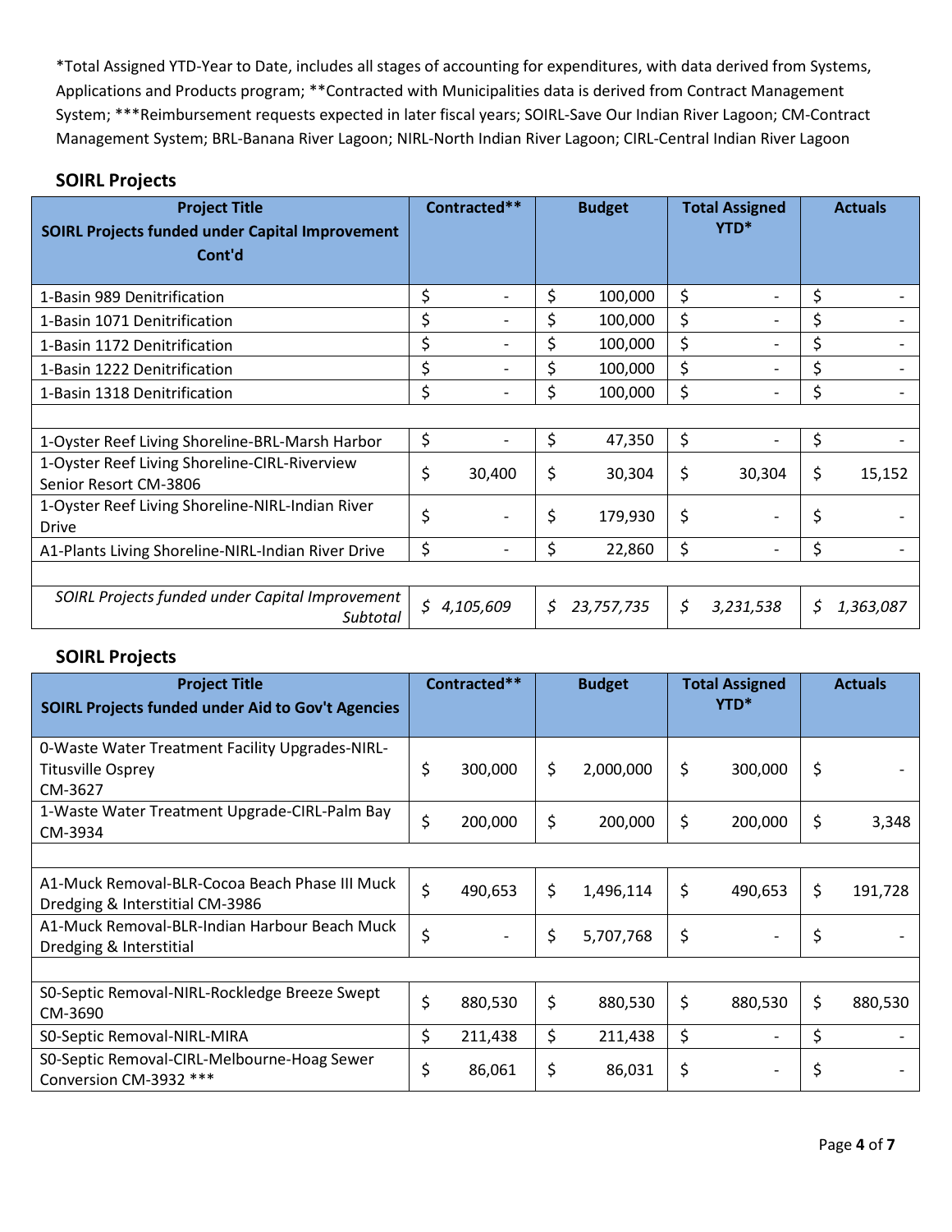*Total Assigned YTD-Year to Date, includes all stages of accounting for expenditures, with data derived from Systems, Applications and Products program; **Contracted with Municipalities data is derived from Contract Management System; ***Reimbursement requests expected in later fiscal years; SOIRL-Save Our Indian River Lagoon; CM-Contract Management System; BRL-Banana River Lagoon; NIRL-North Indian River Lagoon; CIRL-Central Indian River Lagoon

### SOIRL Projects

| Project Title<br>SOIRL Projects funded under Capital Improvement Cont'd | Contracted** | Budget | Total Assigned YTD* | Actuals |
|---|---|---|---|---|
| 1-Basin 989 Denitrification | $ - | $ 100,000 | $ - | $ - |
| 1-Basin 1071 Denitrification | $ - | $ 100,000 | $ - | $ - |
| 1-Basin 1172 Denitrification | $ - | $ 100,000 | $ - | $ - |
| 1-Basin 1222 Denitrification | $ - | $ 100,000 | $ - | $ - |
| 1-Basin 1318 Denitrification | $ - | $ 100,000 | $ - | $ - |
| | | | | |
| 1-Oyster Reef Living Shoreline-BRL-Marsh Harbor | $ - | $ 47,350 | $ - | $ - |
| 1-Oyster Reef Living Shoreline-CIRL-Riverview Senior Resort CM-3806 | $ 30,400 | $ 30,304 | $ 30,304 | $ 15,152 |
| 1-Oyster Reef Living Shoreline-NIRL-Indian River Drive | $ - | $ 179,930 | $ - | $ - |
| A1-Plants Living Shoreline-NIRL-Indian River Drive | $ - | $ 22,860 | $ - | $ - |
| | | | | |
| *SOIRL Projects funded under Capital Improvement Subtotal* | *$ 4,105,609* | *$ 23,757,735* | *$ 3,231,538* | *$ 1,363,087* |

### SOIRL Projects

| Project Title<br>SOIRL Projects funded under Aid to Gov't Agencies | Contracted** | Budget | Total Assigned YTD* | Actuals |
|---|---|---|---|---|
| 0-Waste Water Treatment Facility Upgrades-NIRL-Titusville Osprey CM-3627 | $ 300,000 | $ 2,000,000 | $ 300,000 | $ - |
| 1-Waste Water Treatment Upgrade-CIRL-Palm Bay CM-3934 | $ 200,000 | $ 200,000 | $ 200,000 | $ 3,348 |
| | | | | |
| A1-Muck Removal-BLR-Cocoa Beach Phase III Muck Dredging & Interstitial CM-3986 | $ 490,653 | $ 1,496,114 | $ 490,653 | $ 191,728 |
| A1-Muck Removal-BLR-Indian Harbour Beach Muck Dredging & Interstitial | $ - | $ 5,707,768 | $ - | $ - |
| | | | | |
| S0-Septic Removal-NIRL-Rockledge Breeze Swept CM-3690 | $ 880,530 | $ 880,530 | $ 880,530 | $ 880,530 |
| S0-Septic Removal-NIRL-MIRA | $ 211,438 | $ 211,438 | $ - | $ - |
| S0-Septic Removal-CIRL-Melbourne-Hoag Sewer Conversion CM-3932 *** | $ 86,061 | $ 86,031 | $ - | $ - |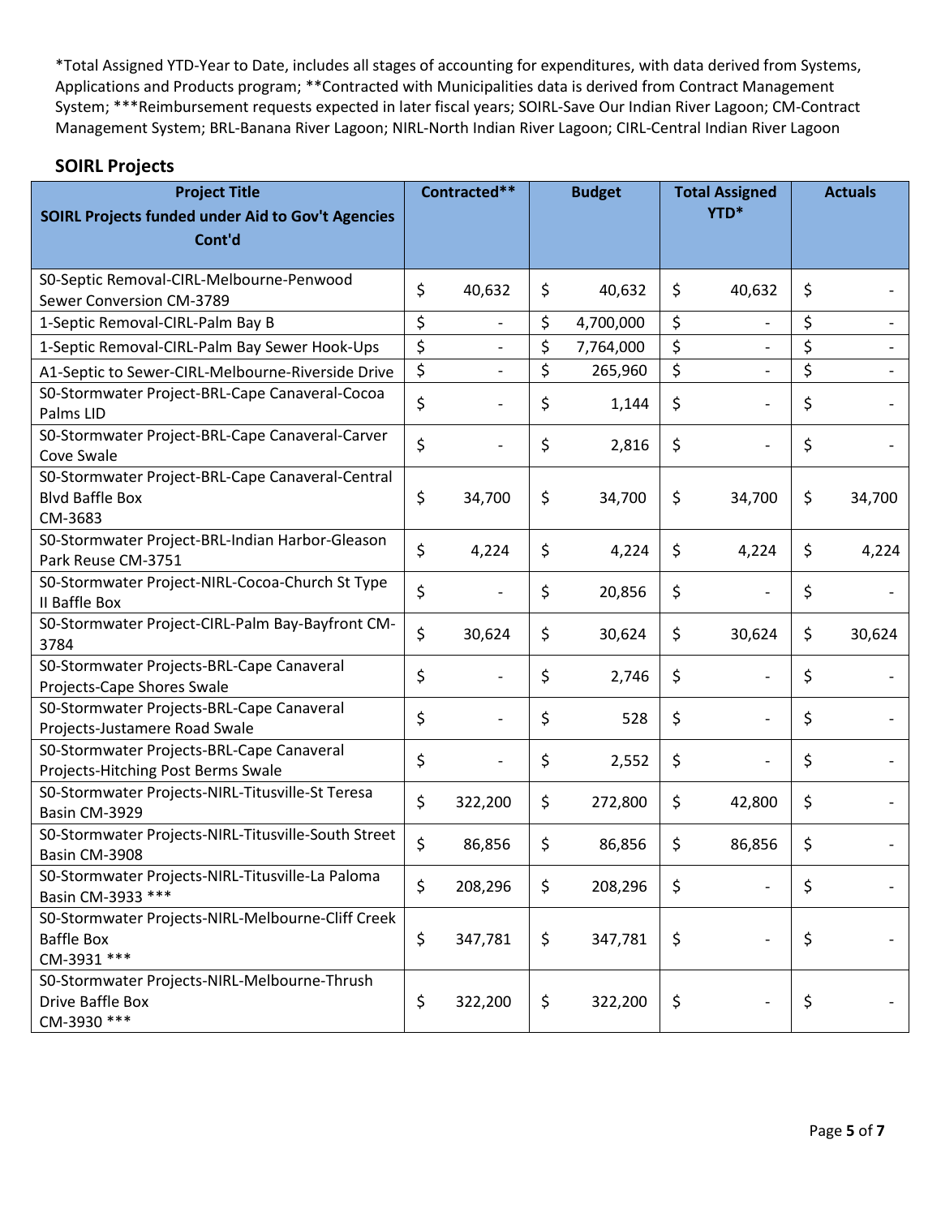*Total Assigned YTD-Year to Date, includes all stages of accounting for expenditures, with data derived from Systems, Applications and Products program; **Contracted with Municipalities data is derived from Contract Management System; ***Reimbursement requests expected in later fiscal years; SOIRL-Save Our Indian River Lagoon; CM-Contract Management System; BRL-Banana River Lagoon; NIRL-North Indian River Lagoon; CIRL-Central Indian River Lagoon

## SOIRL Projects

| Project Title<br>SOIRL Projects funded under Aid to Gov't Agencies Cont'd | Contracted** | Budget | Total Assigned YTD* | Actuals |
|---|---|---|---|---|
| S0-Septic Removal-CIRL-Melbourne-Penwood Sewer Conversion CM-3789 | $ 40,632 | $ 40,632 | $ 40,632 | $ - |
| 1-Septic Removal-CIRL-Palm Bay B | $ - | $ 4,700,000 | $ - | $ - |
| 1-Septic Removal-CIRL-Palm Bay Sewer Hook-Ups | $ - | $ 7,764,000 | $ - | $ - |
| A1-Septic to Sewer-CIRL-Melbourne-Riverside Drive | $ - | $ 265,960 | $ - | $ - |
| S0-Stormwater Project-BRL-Cape Canaveral-Cocoa Palms LID | $ - | $ 1,144 | $ - | $ - |
| S0-Stormwater Project-BRL-Cape Canaveral-Carver Cove Swale | $ - | $ 2,816 | $ - | $ - |
| S0-Stormwater Project-BRL-Cape Canaveral-Central Blvd Baffle Box CM-3683 | $ 34,700 | $ 34,700 | $ 34,700 | $ 34,700 |
| S0-Stormwater Project-BRL-Indian Harbor-Gleason Park Reuse CM-3751 | $ 4,224 | $ 4,224 | $ 4,224 | $ 4,224 |
| S0-Stormwater Project-NIRL-Cocoa-Church St Type II Baffle Box | $ - | $ 20,856 | $ - | $ - |
| S0-Stormwater Project-CIRL-Palm Bay-Bayfront CM-3784 | $ 30,624 | $ 30,624 | $ 30,624 | $ 30,624 |
| S0-Stormwater Projects-BRL-Cape Canaveral Projects-Cape Shores Swale | $ - | $ 2,746 | $ - | $ - |
| S0-Stormwater Projects-BRL-Cape Canaveral Projects-Justamere Road Swale | $ - | $ 528 | $ - | $ - |
| S0-Stormwater Projects-BRL-Cape Canaveral Projects-Hitching Post Berms Swale | $ - | $ 2,552 | $ - | $ - |
| S0-Stormwater Projects-NIRL-Titusville-St Teresa Basin CM-3929 | $ 322,200 | $ 272,800 | $ 42,800 | $ - |
| S0-Stormwater Projects-NIRL-Titusville-South Street Basin CM-3908 | $ 86,856 | $ 86,856 | $ 86,856 | $ - |
| S0-Stormwater Projects-NIRL-Titusville-La Paloma Basin CM-3933 *** | $ 208,296 | $ 208,296 | $ - | $ - |
| S0-Stormwater Projects-NIRL-Melbourne-Cliff Creek Baffle Box CM-3931 *** | $ 347,781 | $ 347,781 | $ - | $ - |
| S0-Stormwater Projects-NIRL-Melbourne-Thrush Drive Baffle Box CM-3930 *** | $ 322,200 | $ 322,200 | $ - | $ - |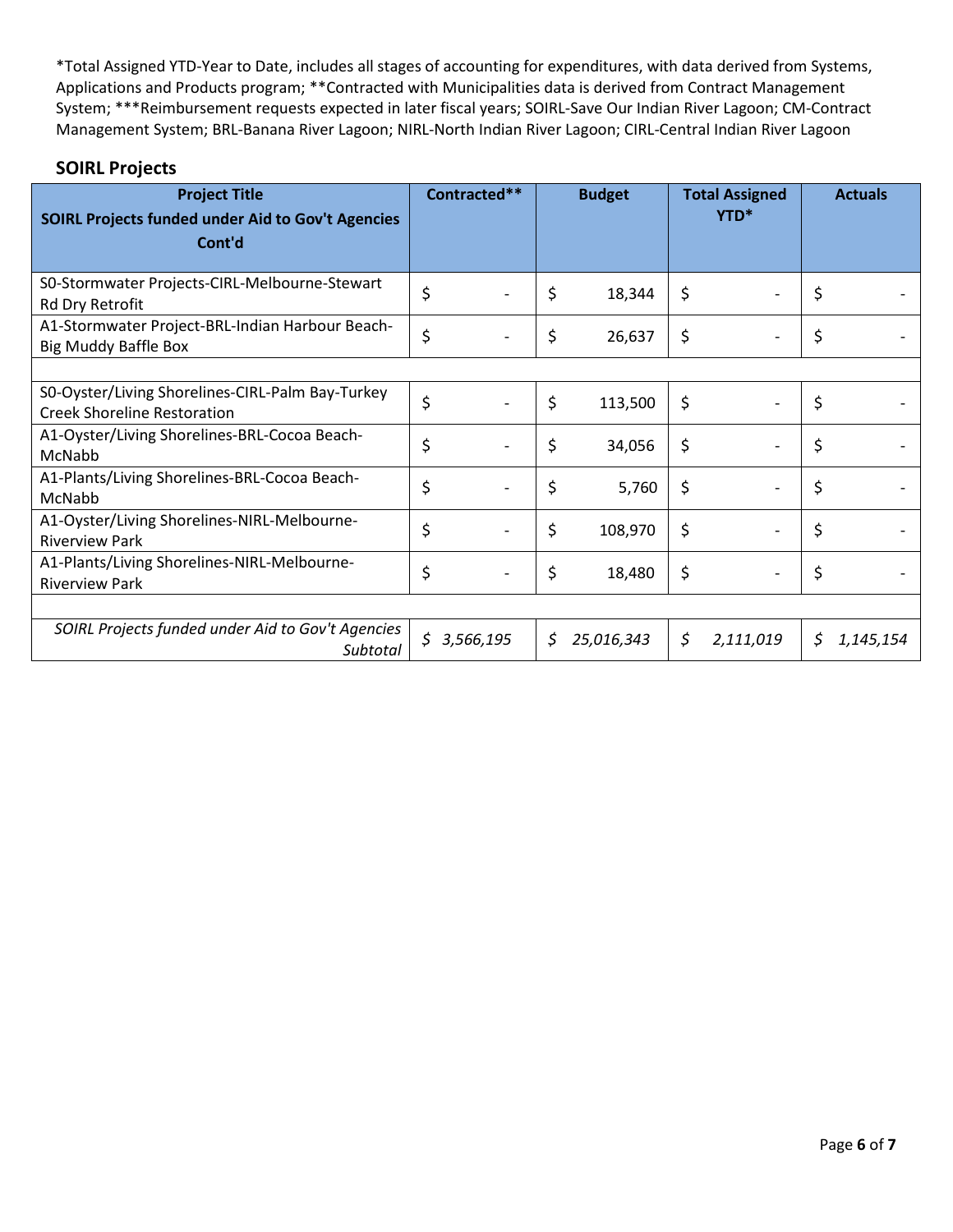*Total Assigned YTD-Year to Date, includes all stages of accounting for expenditures, with data derived from Systems, Applications and Products program; **Contracted with Municipalities data is derived from Contract Management System; ***Reimbursement requests expected in later fiscal years; SOIRL-Save Our Indian River Lagoon; CM-Contract Management System; BRL-Banana River Lagoon; NIRL-North Indian River Lagoon; CIRL-Central Indian River Lagoon

## SOIRL Projects

| Project Title SOIRL Projects funded under Aid to Gov't Agencies Cont'd | Contracted** | Budget | Total Assigned YTD* | Actuals |
|---|---|---|---|---|
| S0-Stormwater Projects-CIRL-Melbourne-Stewart Rd Dry Retrofit | $ - | $ 18,344 | $ - | $ - |
| A1-Stormwater Project-BRL-Indian Harbour Beach-Big Muddy Baffle Box | $ - | $ 26,637 | $ - | $ - |
| | | | | |
| S0-Oyster/Living Shorelines-CIRL-Palm Bay-Turkey Creek Shoreline Restoration | $ - | $ 113,500 | $ - | $ - |
| A1-Oyster/Living Shorelines-BRL-Cocoa Beach-McNabb | $ - | $ 34,056 | $ - | $ - |
| A1-Plants/Living Shorelines-BRL-Cocoa Beach-McNabb | $ - | $ 5,760 | $ - | $ - |
| A1-Oyster/Living Shorelines-NIRL-Melbourne-Riverview Park | $ - | $ 108,970 | $ - | $ - |
| A1-Plants/Living Shorelines-NIRL-Melbourne-Riverview Park | $ - | $ 18,480 | $ - | $ - |
| | | | | |
| *SOIRL Projects funded under Aid to Gov't Agencies Subtotal* | *$ 3,566,195* | *$ 25,016,343* | *$ 2,111,019* | *$ 1,145,154* |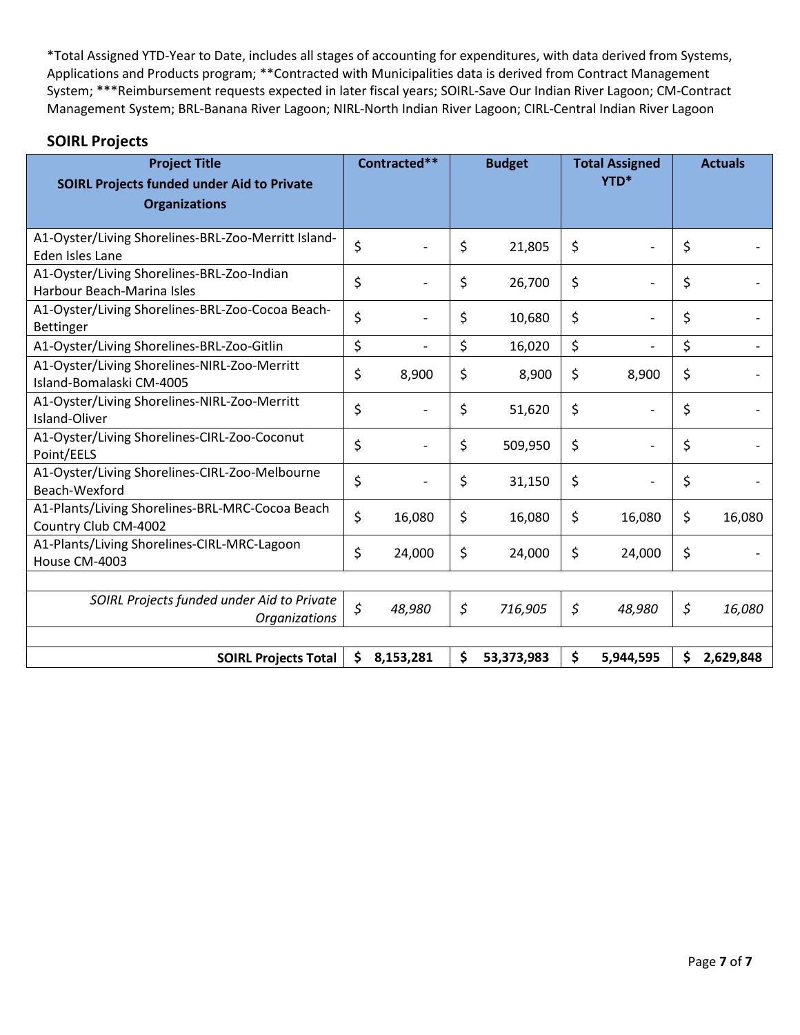*Total Assigned YTD-Year to Date, includes all stages of accounting for expenditures, with data derived from Systems, Applications and Products program; **Contracted with Municipalities data is derived from Contract Management System; ***Reimbursement requests expected in later fiscal years; SOIRL-Save Our Indian River Lagoon; CM-Contract Management System; BRL-Banana River Lagoon; NIRL-North Indian River Lagoon; CIRL-Central Indian River Lagoon

## SOIRL Projects

| Project Title<br>SOIRL Projects funded under Aid to Private Organizations | Contracted** | Budget | Total Assigned YTD* | Actuals |
|---|---|---|---|---|
| A1-Oyster/Living Shorelines-BRL-Zoo-Merritt Island-Eden Isles Lane | $ - | $ 21,805 | $ - | $ - |
| A1-Oyster/Living Shorelines-BRL-Zoo-Indian Harbour Beach-Marina Isles | $ - | $ 26,700 | $ - | $ - |
| A1-Oyster/Living Shorelines-BRL-Zoo-Cocoa Beach-Bettinger | $ - | $ 10,680 | $ - | $ - |
| A1-Oyster/Living Shorelines-BRL-Zoo-Gitlin | $ - | $ 16,020 | $ - | $ - |
| A1-Oyster/Living Shorelines-NIRL-Zoo-Merritt Island-Bomalaski CM-4005 | $ 8,900 | $ 8,900 | $ 8,900 | $ - |
| A1-Oyster/Living Shorelines-NIRL-Zoo-Merritt Island-Oliver | $ - | $ 51,620 | $ - | $ - |
| A1-Oyster/Living Shorelines-CIRL-Zoo-Coconut Point/EELS | $ - | $ 509,950 | $ - | $ - |
| A1-Oyster/Living Shorelines-CIRL-Zoo-Melbourne Beach-Wexford | $ - | $ 31,150 | $ - | $ - |
| A1-Plants/Living Shorelines-BRL-MRC-Cocoa Beach Country Club CM-4002 | $ 16,080 | $ 16,080 | $ 16,080 | $ 16,080 |
| A1-Plants/Living Shorelines-CIRL-MRC-Lagoon House CM-4003 | $ 24,000 | $ 24,000 | $ 24,000 | $ - |
| | | | | |
| *SOIRL Projects funded under Aid to Private Organizations* | *$ 48,980* | *$ 716,905* | *$ 48,980* | *$ 16,080* |
| | | | | |
| **SOIRL Projects Total** | **$ 8,153,281** | **$ 53,373,983** | **$ 5,944,595** | **$ 2,629,848** |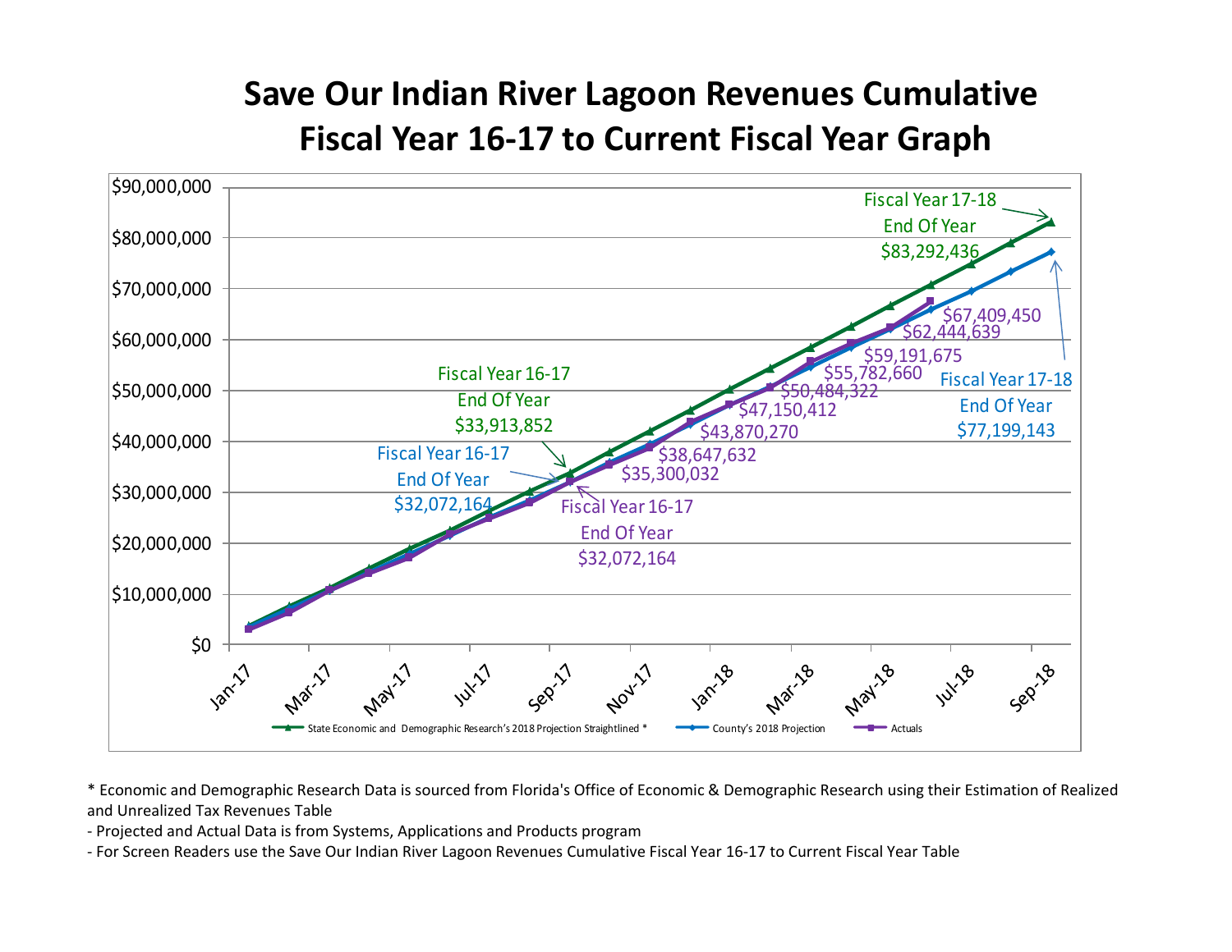# Save Our Indian River Lagoon Revenues Cumulative Fiscal Year 16-17 to Current Fiscal Year Graph

$90,000,000
$80,000,000
$70,000,000
$60,000,000
$50,000,000
$40,000,000
$30,000,000
$20,000,000
$10,000,000
$0

Jan-17
Mar-17
May-17
Jul-17
Sep-17
Nov-17
Jan-18
Mar-18
May-18
Jul-18
Sep-18

Fiscal Year 17-18 End Of Year $83,292,436

Fiscal Year 17-18 End Of Year $77,199,143

Fiscal Year 16-17 End Of Year $33,913,852

Fiscal Year 16-17 End Of Year $32,072,164

Fiscal Year 16-17 End Of Year $32,072,164

$35,300,032
$38,647,632
$43,870,270
$47,150,412
$50,484,322
$55,782,660
$59,191,675
$62,444,639
$67,409,450

State Economic and Demographic Research's 2018 Projection Straightlined *
County's 2018 Projection
Actuals

\* Economic and Demographic Research Data is sourced from Florida's Office of Economic & Demographic Research using their Estimation of Realized and Unrealized Tax Revenues Table

- Projected and Actual Data is from Systems, Applications and Products program
- For Screen Readers use the Save Our Indian River Lagoon Revenues Cumulative Fiscal Year 16-17 to Current Fiscal Year Table